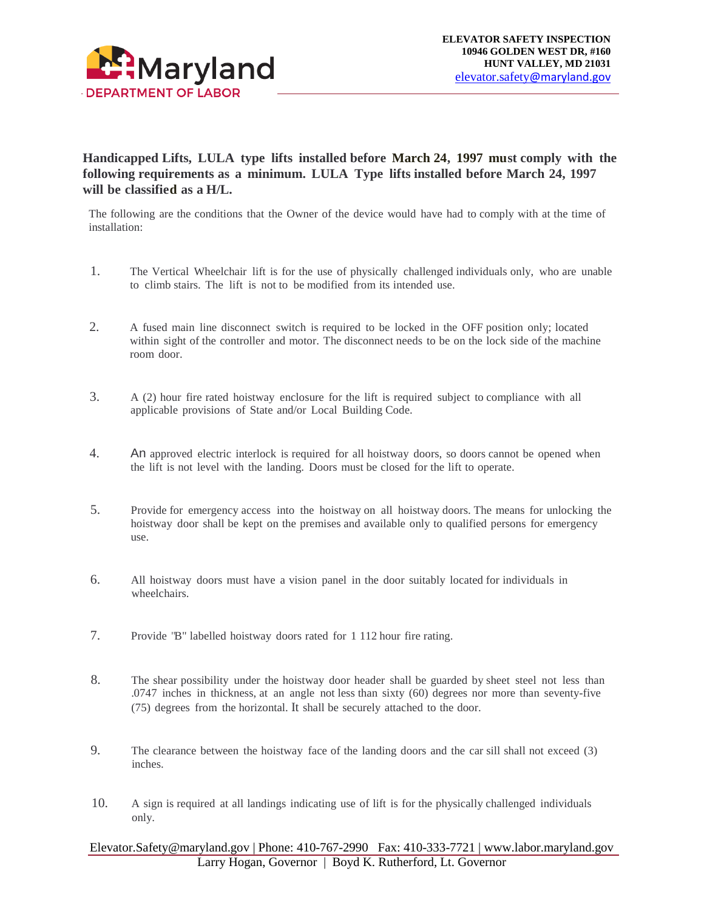Maryland
DEPARTMENT OF LABOR

**ELEVATOR SAFETY INSPECTION**
**10946 GOLDEN WEST DR, #160**
**HUNT VALLEY, MD 21031**
elevator.safety@maryland.gov

**Handicapped Lifts, LULA type lifts installed before March 24, 1997 must comply with the following requirements as a minimum. LULA Type lifts installed before March 24, 1997 will be classified as a H/L.**

The following are the conditions that the Owner of the device would have had to comply with at the time of installation:

1. The Vertical Wheelchair lift is for the use of physically challenged individuals only, who are unable to climb stairs. The lift is not to be modified from its intended use.

2. A fused main line disconnect switch is required to be locked in the OFF position only; located within sight of the controller and motor. The disconnect needs to be on the lock side of the machine room door.

3. A (2) hour fire rated hoistway enclosure for the lift is required subject to compliance with all applicable provisions of State and/or Local Building Code.

4. An approved electric interlock is required for all hoistway doors, so doors cannot be opened when the lift is not level with the landing. Doors must be closed for the lift to operate.

5. Provide for emergency access into the hoistway on all hoistway doors. The means for unlocking the hoistway door shall be kept on the premises and available only to qualified persons for emergency use.

6. All hoistway doors must have a vision panel in the door suitably located for individuals in wheelchairs.

7. Provide "B" labelled hoistway doors rated for 1 112 hour fire rating.

8. The shear possibility under the hoistway door header shall be guarded by sheet steel not less than .0747 inches in thickness, at an angle not less than sixty (60) degrees nor more than seventy-five (75) degrees from the horizontal. It shall be securely attached to the door.

9. The clearance between the hoistway face of the landing doors and the car sill shall not exceed (3) inches.

10. A sign is required at all landings indicating use of lift is for the physically challenged individuals only.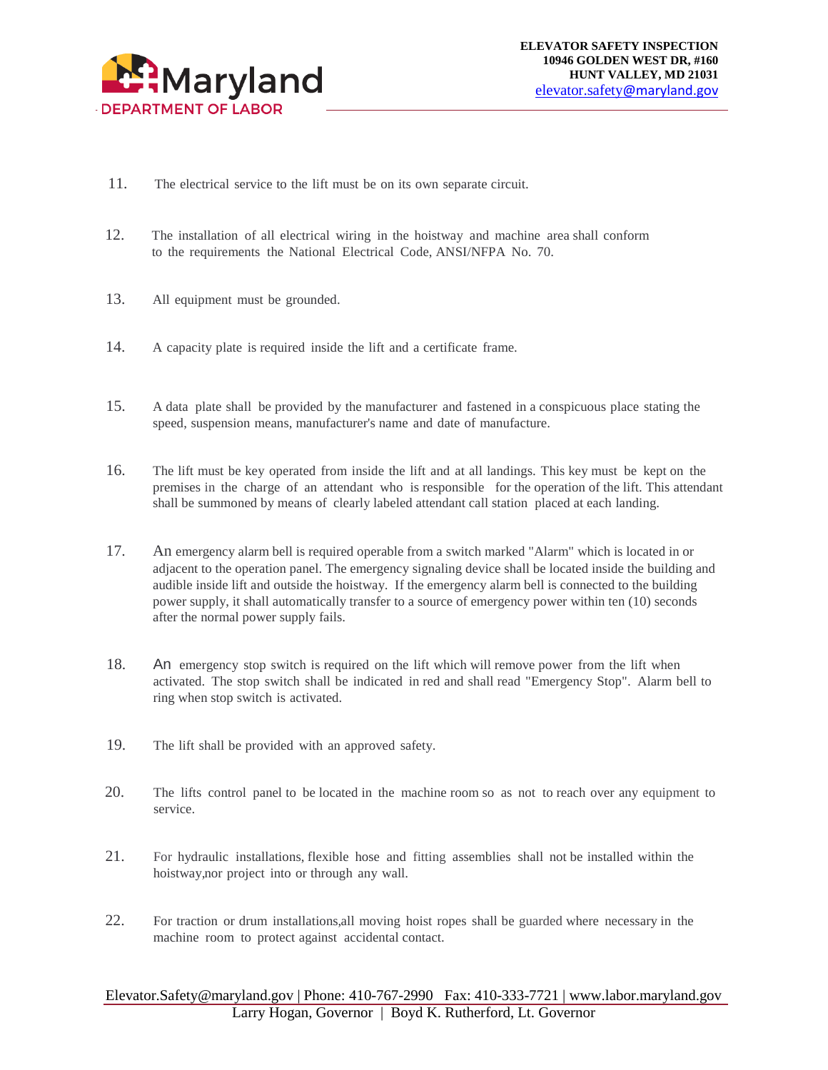11. The electrical service to the lift must be on its own separate circuit.

12. The installation of all electrical wiring in the hoistway and machine area shall conform to the requirements the National Electrical Code, ANSI/NFPA No. 70.

13. All equipment must be grounded.

14. A capacity plate is required inside the lift and a certificate frame.

15. A data plate shall be provided by the manufacturer and fastened in a conspicuous place stating the speed, suspension means, manufacturer's name and date of manufacture.

16. The lift must be key operated from inside the lift and at all landings. This key must be kept on the premises in the charge of an attendant who is responsible for the operation of the lift. This attendant shall be summoned by means of clearly labeled attendant call station placed at each landing.

17. An emergency alarm bell is required operable from a switch marked "Alarm" which is located in or adjacent to the operation panel. The emergency signaling device shall be located inside the building and audible inside lift and outside the hoistway. If the emergency alarm bell is connected to the building power supply, it shall automatically transfer to a source of emergency power within ten (10) seconds after the normal power supply fails.

18. An emergency stop switch is required on the lift which will remove power from the lift when activated. The stop switch shall be indicated in red and shall read "Emergency Stop". Alarm bell to ring when stop switch is activated.

19. The lift shall be provided with an approved safety.

20. The lifts control panel to be located in the machine room so as not to reach over any equipment to service.

21. For hydraulic installations, flexible hose and fitting assemblies shall not be installed within the hoistway,nor project into or through any wall.

22. For traction or drum installations,all moving hoist ropes shall be guarded where necessary in the machine room to protect against accidental contact.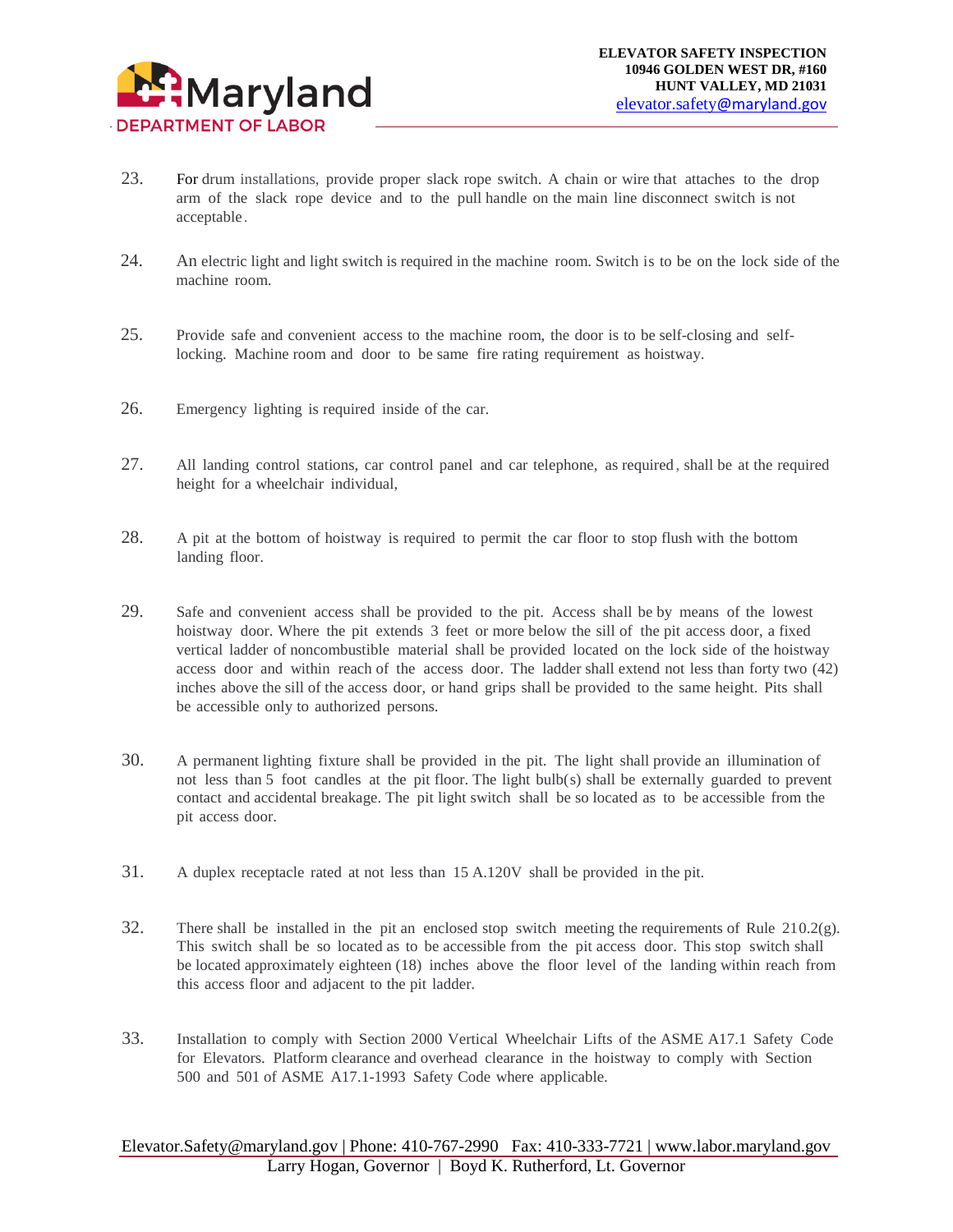23. For drum installations, provide proper slack rope switch. A chain or wire that attaches to the drop arm of the slack rope device and to the pull handle on the main line disconnect switch is not acceptable.

24. An electric light and light switch is required in the machine room. Switch is to be on the lock side of the machine room.

25. Provide safe and convenient access to the machine room, the door is to be self-closing and self-locking. Machine room and door to be same fire rating requirement as hoistway.

26. Emergency lighting is required inside of the car.

27. All landing control stations, car control panel and car telephone, as required, shall be at the required height for a wheelchair individual,

28. A pit at the bottom of hoistway is required to permit the car floor to stop flush with the bottom landing floor.

29. Safe and convenient access shall be provided to the pit. Access shall be by means of the lowest hoistway door. Where the pit extends 3 feet or more below the sill of the pit access door, a fixed vertical ladder of noncombustible material shall be provided located on the lock side of the hoistway access door and within reach of the access door. The ladder shall extend not less than forty two (42) inches above the sill of the access door, or hand grips shall be provided to the same height. Pits shall be accessible only to authorized persons.

30. A permanent lighting fixture shall be provided in the pit. The light shall provide an illumination of not less than 5 foot candles at the pit floor. The light bulb(s) shall be externally guarded to prevent contact and accidental breakage. The pit light switch shall be so located as to be accessible from the pit access door.

31. A duplex receptacle rated at not less than 15 A.120V shall be provided in the pit.

32. There shall be installed in the pit an enclosed stop switch meeting the requirements of Rule 210.2(g). This switch shall be so located as to be accessible from the pit access door. This stop switch shall be located approximately eighteen (18) inches above the floor level of the landing within reach from this access floor and adjacent to the pit ladder.

33. Installation to comply with Section 2000 Vertical Wheelchair Lifts of the ASME A17.1 Safety Code for Elevators. Platform clearance and overhead clearance in the hoistway to comply with Section 500 and 501 of ASME A17.1-1993 Safety Code where applicable.